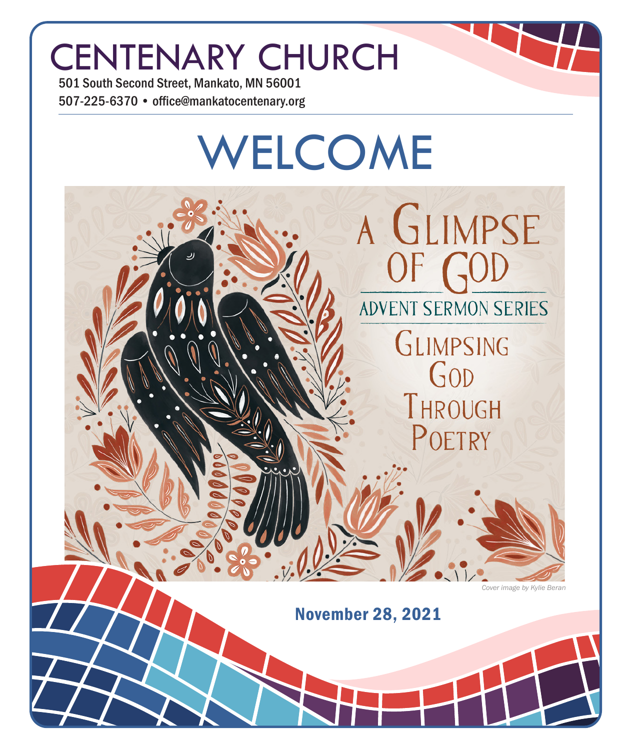# CENTENARY CHURCH

501 South Second Street, Mankato, MN 56001

507-225-6370 • office@mankatocentenary.org

# WELCOME

A GLIMPSE OF GOD

ADVENT SERMON SERIES

GLIMPSING GOD THROUGH POETRY

*Cover image by Kylie Beran*

**November 28, 2021**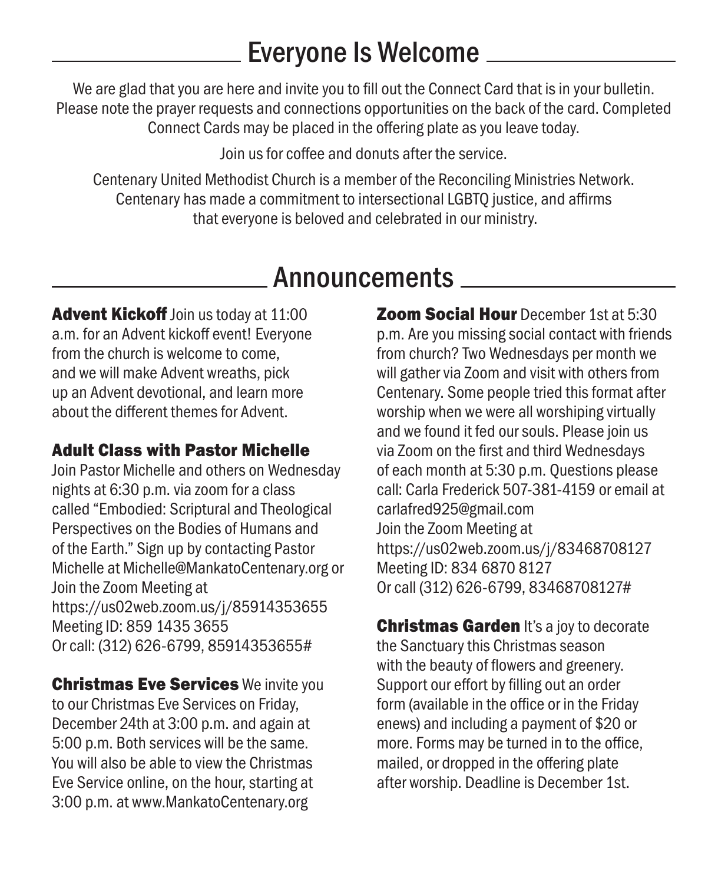## Everyone Is Welcome

We are glad that you are here and invite you to fill out the Connect Card that is in your bulletin. Please note the prayer requests and connections opportunities on the back of the card. Completed Connect Cards may be placed in the offering plate as you leave today.

Join us for coffee and donuts after the service.

Centenary United Methodist Church is a member of the Reconciling Ministries Network. Centenary has made a commitment to intersectional LGBTQ justice, and affirms that everyone is beloved and celebrated in our ministry.

## Announcements

**Advent Kickoff** Join us today at 11:00 a.m. for an Advent kickoff event! Everyone from the church is welcome to come, and we will make Advent wreaths, pick up an Advent devotional, and learn more about the different themes for Advent.

**Adult Class with Pastor Michelle**
Join Pastor Michelle and others on Wednesday nights at 6:30 p.m. via zoom for a class called "Embodied: Scriptural and Theological Perspectives on the Bodies of Humans and of the Earth." Sign up by contacting Pastor Michelle at Michelle@MankatoCentenary.org or Join the Zoom Meeting at
https://us02web.zoom.us/j/85914353655
Meeting ID: 859 1435 3655
Or call: (312) 626-6799, 85914353655#

**Christmas Eve Services** We invite you to our Christmas Eve Services on Friday, December 24th at 3:00 p.m. and again at 5:00 p.m. Both services will be the same. You will also be able to view the Christmas Eve Service online, on the hour, starting at 3:00 p.m. at www.MankatoCentenary.org

**Zoom Social Hour** December 1st at 5:30 p.m. Are you missing social contact with friends from church? Two Wednesdays per month we will gather via Zoom and visit with others from Centenary. Some people tried this format after worship when we were all worshiping virtually and we found it fed our souls. Please join us via Zoom on the first and third Wednesdays of each month at 5:30 p.m. Questions please call: Carla Frederick 507-381-4159 or email at carlafred925@gmail.com
Join the Zoom Meeting at
https://us02web.zoom.us/j/83468708127
Meeting ID: 834 6870 8127
Or call (312) 626-6799, 83468708127#

**Christmas Garden** It's a joy to decorate the Sanctuary this Christmas season with the beauty of flowers and greenery. Support our effort by filling out an order form (available in the office or in the Friday enews) and including a payment of $20 or more. Forms may be turned in to the office, mailed, or dropped in the offering plate after worship. Deadline is December 1st.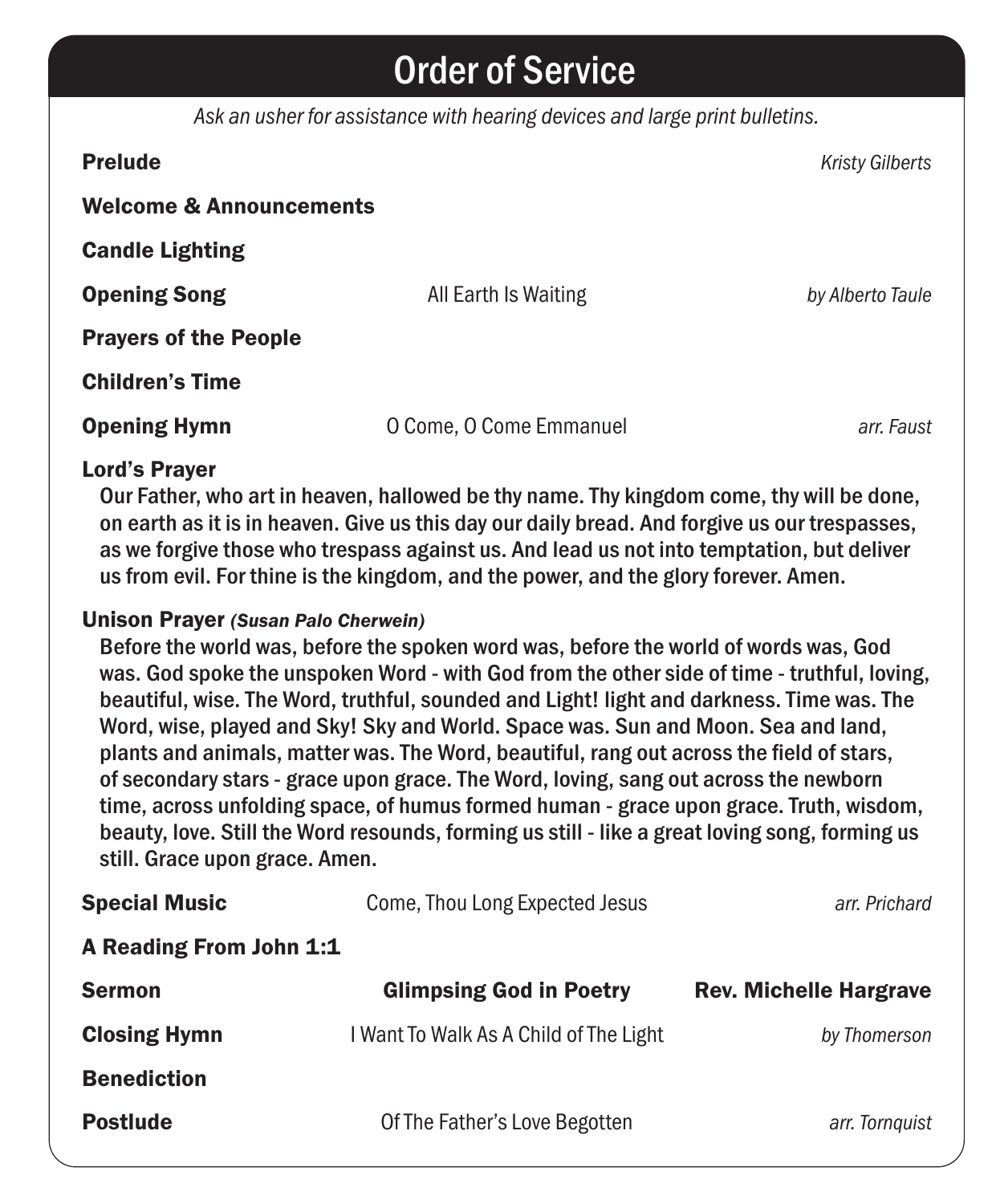# Order of Service

*Ask an usher for assistance with hearing devices and large print bulletins.*

**Prelude** — *Kristy Gilberts*

**Welcome & Announcements**

**Candle Lighting**

**Opening Song** — All Earth Is Waiting — *by Alberto Taule*

**Prayers of the People**

**Children's Time**

**Opening Hymn** — O Come, O Come Emmanuel — *arr. Faust*

**Lord's Prayer**

Our Father, who art in heaven, hallowed be thy name. Thy kingdom come, thy will be done, on earth as it is in heaven. Give us this day our daily bread. And forgive us our trespasses, as we forgive those who trespass against us. And lead us not into temptation, but deliver us from evil. For thine is the kingdom, and the power, and the glory forever. Amen.

**Unison Prayer** ***(Susan Palo Cherwein)***

Before the world was, before the spoken word was, before the world of words was, God was. God spoke the unspoken Word - with God from the other side of time - truthful, loving, beautiful, wise. The Word, truthful, sounded and Light! light and darkness. Time was. The Word, wise, played and Sky! Sky and World. Space was. Sun and Moon. Sea and land, plants and animals, matter was. The Word, beautiful, rang out across the field of stars, of secondary stars - grace upon grace. The Word, loving, sang out across the newborn time, across unfolding space, of humus formed human - grace upon grace. Truth, wisdom, beauty, love. Still the Word resounds, forming us still - like a great loving song, forming us still. Grace upon grace. Amen.

**Special Music** — Come, Thou Long Expected Jesus — *arr. Prichard*

**A Reading From John 1:1**

**Sermon** — **Glimpsing God in Poetry** — **Rev. Michelle Hargrave**

**Closing Hymn** — I Want To Walk As A Child of The Light — *by Thomerson*

**Benediction**

**Postlude** — Of The Father's Love Begotten — *arr. Tornquist*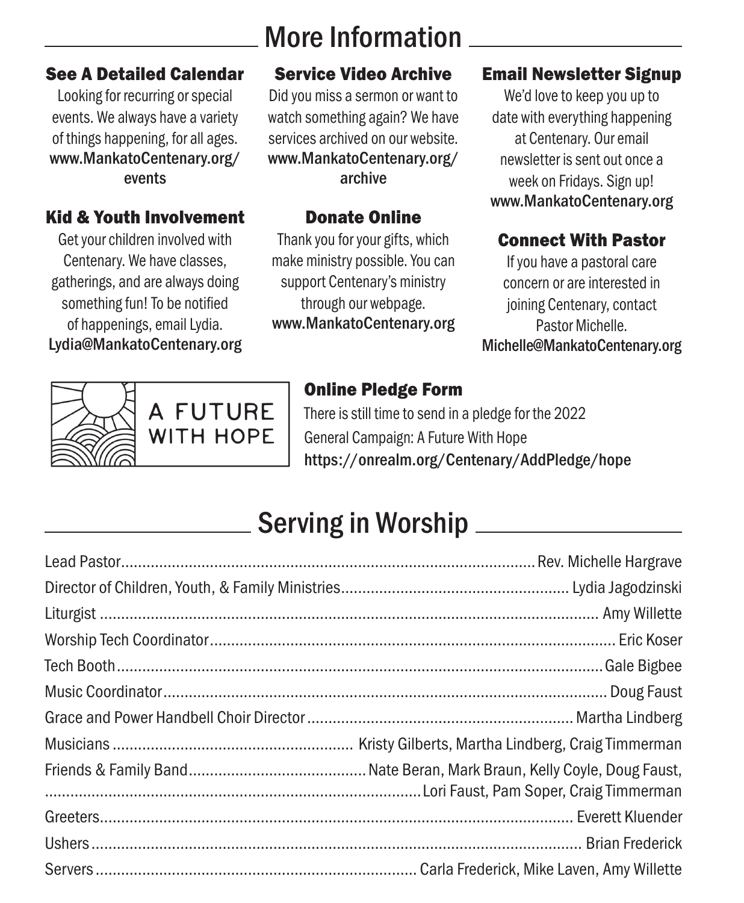## More Information

### See A Detailed Calendar

Looking for recurring or special events. We always have a variety of things happening, for all ages.
www.MankatoCentenary.org/events

### Kid & Youth Involvement

Get your children involved with Centenary. We have classes, gatherings, and are always doing something fun! To be notified of happenings, email Lydia.
Lydia@MankatoCentenary.org

### Service Video Archive

Did you miss a sermon or want to watch something again? We have services archived on our website.
www.MankatoCentenary.org/archive

### Donate Online

Thank you for your gifts, which make ministry possible. You can support Centenary's ministry through our webpage.
www.MankatoCentenary.org

### Email Newsletter Signup

We'd love to keep you up to date with everything happening at Centenary. Our email newsletter is sent out once a week on Fridays. Sign up!
www.MankatoCentenary.org

### Connect With Pastor

If you have a pastoral care concern or are interested in joining Centenary, contact Pastor Michelle.
Michelle@MankatoCentenary.org

A FUTURE WITH HOPE

### Online Pledge Form

There is still time to send in a pledge for the 2022 General Campaign: A Future With Hope
https://onrealm.org/Centenary/AddPledge/hope

## Serving in Worship

| | |
|---|---|
| Lead Pastor | Rev. Michelle Hargrave |
| Director of Children, Youth, & Family Ministries | Lydia Jagodzinski |
| Liturgist | Amy Willette |
| Worship Tech Coordinator | Eric Koser |
| Tech Booth | Gale Bigbee |
| Music Coordinator | Doug Faust |
| Grace and Power Handbell Choir Director | Martha Lindberg |
| Musicians | Kristy Gilberts, Martha Lindberg, Craig Timmerman |
| Friends & Family Band | Nate Beran, Mark Braun, Kelly Coyle, Doug Faust, Lori Faust, Pam Soper, Craig Timmerman |
| Greeters | Everett Kluender |
| Ushers | Brian Frederick |
| Servers | Carla Frederick, Mike Laven, Amy Willette |